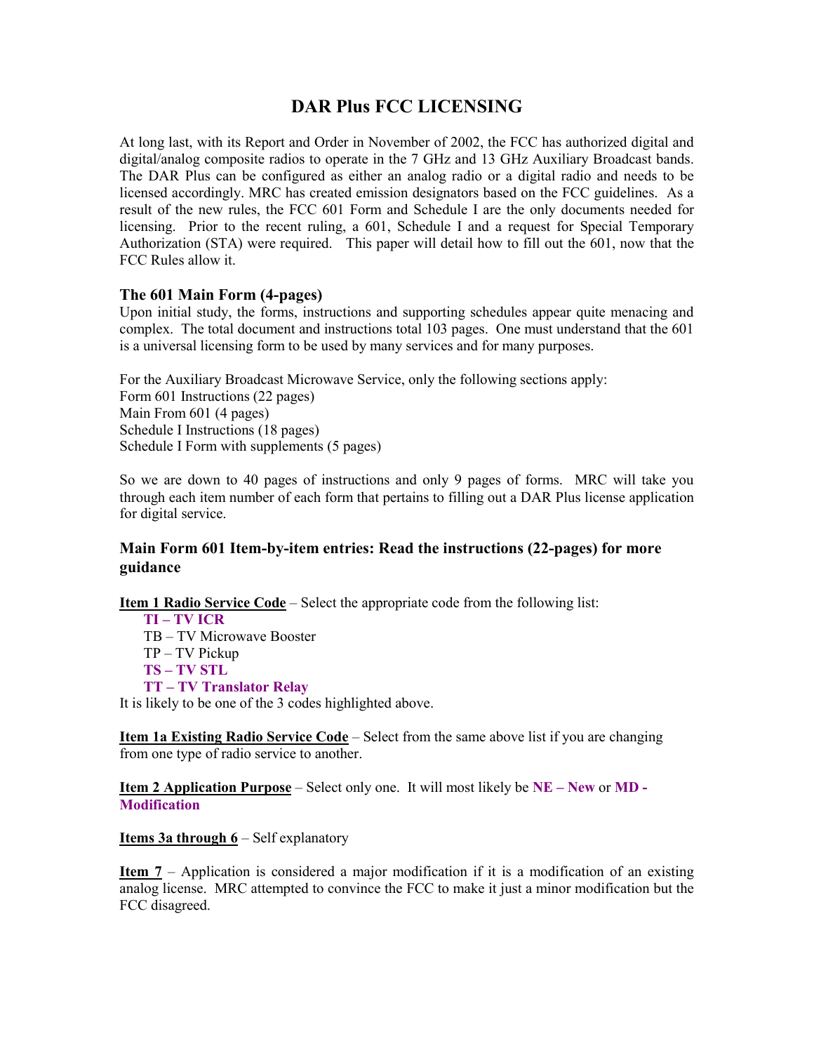# DAR Plus FCC LICENSING

At long last, with its Report and Order in November of 2002, the FCC has authorized digital and digital/analog composite radios to operate in the 7 GHz and 13 GHz Auxiliary Broadcast bands. The DAR Plus can be configured as either an analog radio or a digital radio and needs to be licensed accordingly. MRC has created emission designators based on the FCC guidelines. As a result of the new rules, the FCC 601 Form and Schedule I are the only documents needed for licensing. Prior to the recent ruling, a 601, Schedule I and a request for Special Temporary Authorization (STA) were required. This paper will detail how to fill out the 601, now that the FCC Rules allow it.

### The 601 Main Form (4-pages)

Upon initial study, the forms, instructions and supporting schedules appear quite menacing and complex. The total document and instructions total 103 pages. One must understand that the 601 is a universal licensing form to be used by many services and for many purposes.

For the Auxiliary Broadcast Microwave Service, only the following sections apply:
Form 601 Instructions (22 pages)
Main From 601 (4 pages)
Schedule I Instructions (18 pages)
Schedule I Form with supplements (5 pages)

So we are down to 40 pages of instructions and only 9 pages of forms. MRC will take you through each item number of each form that pertains to filling out a DAR Plus license application for digital service.

### Main Form 601 Item-by-item entries: Read the instructions (22-pages) for more guidance

**Item 1 Radio Service Code** – Select the appropriate code from the following list:

- **TI – TV ICR**
- TB – TV Microwave Booster
- TP – TV Pickup
- **TS – TV STL**
- **TT – TV Translator Relay**

It is likely to be one of the 3 codes highlighted above.

**Item 1a Existing Radio Service Code** – Select from the same above list if you are changing from one type of radio service to another.

**Item 2 Application Purpose** – Select only one. It will most likely be **NE – New** or **MD - Modification**

**Items 3a through 6** – Self explanatory

**Item 7** – Application is considered a major modification if it is a modification of an existing analog license. MRC attempted to convince the FCC to make it just a minor modification but the FCC disagreed.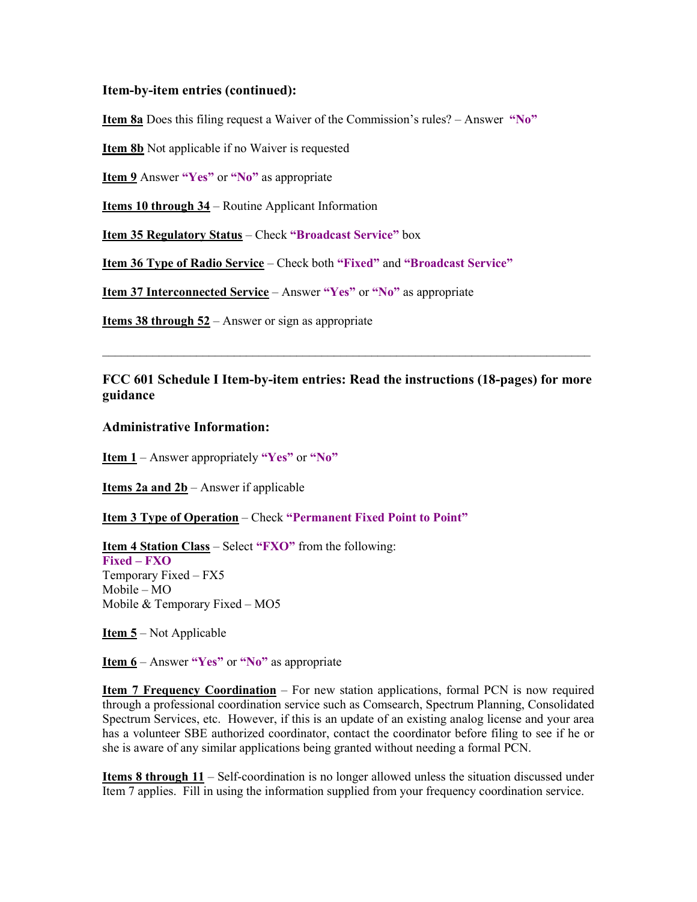### Item-by-item entries (continued):

**Item 8a** Does this filing request a Waiver of the Commission's rules? – Answer **"No"**

**Item 8b** Not applicable if no Waiver is requested

**Item 9** Answer **"Yes"** or **"No"** as appropriate

**Items 10 through 34** – Routine Applicant Information

**Item 35 Regulatory Status** – Check **"Broadcast Service"** box

**Item 36 Type of Radio Service** – Check both **"Fixed"** and **"Broadcast Service"**

**Item 37 Interconnected Service** – Answer **"Yes"** or **"No"** as appropriate

**Items 38 through 52** – Answer or sign as appropriate

---

### FCC 601 Schedule I Item-by-item entries: Read the instructions (18-pages) for more guidance

### Administrative Information:

**Item 1** – Answer appropriately **"Yes"** or **"No"**

**Items 2a and 2b** – Answer if applicable

**Item 3 Type of Operation** – Check **"Permanent Fixed Point to Point"**

**Item 4 Station Class** – Select **"FXO"** from the following:
**Fixed – FXO**
Temporary Fixed – FX5
Mobile – MO
Mobile & Temporary Fixed – MO5

**Item 5** – Not Applicable

**Item 6** – Answer **"Yes"** or **"No"** as appropriate

**Item 7 Frequency Coordination** – For new station applications, formal PCN is now required through a professional coordination service such as Comsearch, Spectrum Planning, Consolidated Spectrum Services, etc. However, if this is an update of an existing analog license and your area has a volunteer SBE authorized coordinator, contact the coordinator before filing to see if he or she is aware of any similar applications being granted without needing a formal PCN.

**Items 8 through 11** – Self-coordination is no longer allowed unless the situation discussed under Item 7 applies. Fill in using the information supplied from your frequency coordination service.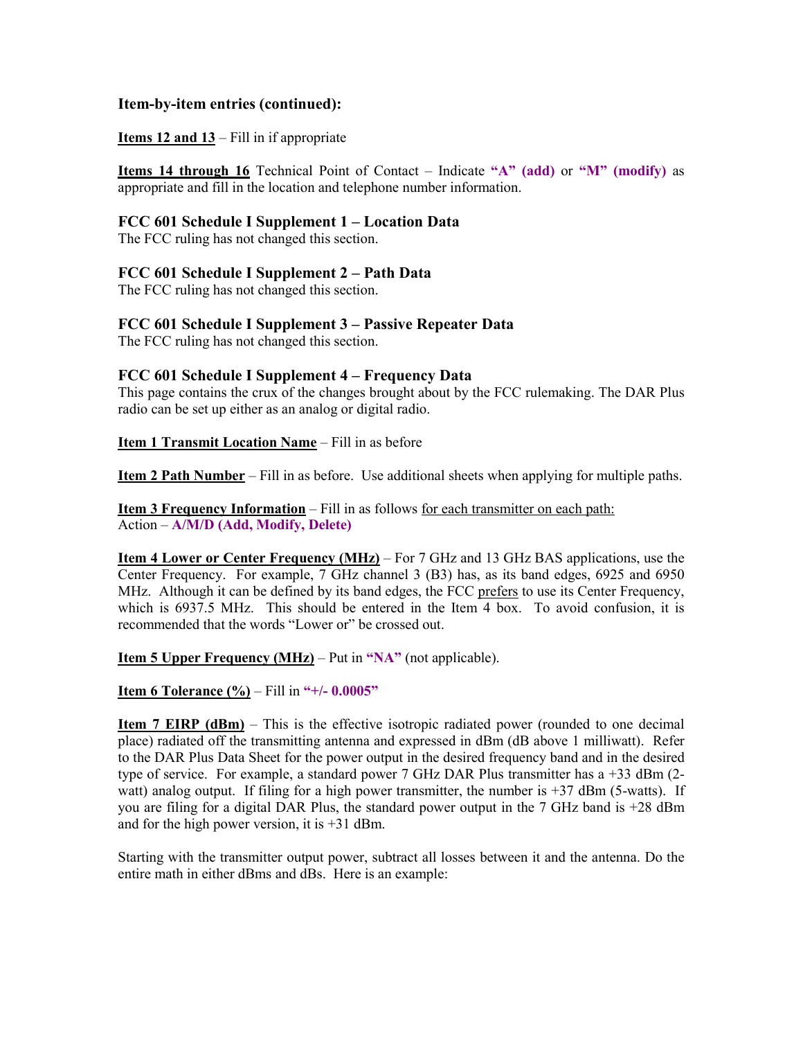### Item-by-item entries (continued):

**Items 12 and 13** – Fill in if appropriate

**Items 14 through 16** Technical Point of Contact – Indicate **"A" (add)** or **"M" (modify)** as appropriate and fill in the location and telephone number information.

### FCC 601 Schedule I Supplement 1 – Location Data

The FCC ruling has not changed this section.

### FCC 601 Schedule I Supplement 2 – Path Data

The FCC ruling has not changed this section.

### FCC 601 Schedule I Supplement 3 – Passive Repeater Data

The FCC ruling has not changed this section.

### FCC 601 Schedule I Supplement 4 – Frequency Data

This page contains the crux of the changes brought about by the FCC rulemaking. The DAR Plus radio can be set up either as an analog or digital radio.

**Item 1 Transmit Location Name** – Fill in as before

**Item 2 Path Number** – Fill in as before. Use additional sheets when applying for multiple paths.

**Item 3 Frequency Information** – Fill in as follows for each transmitter on each path:
Action – **A/M/D (Add, Modify, Delete)**

**Item 4 Lower or Center Frequency (MHz)** – For 7 GHz and 13 GHz BAS applications, use the Center Frequency. For example, 7 GHz channel 3 (B3) has, as its band edges, 6925 and 6950 MHz. Although it can be defined by its band edges, the FCC prefers to use its Center Frequency, which is 6937.5 MHz. This should be entered in the Item 4 box. To avoid confusion, it is recommended that the words "Lower or" be crossed out.

**Item 5 Upper Frequency (MHz)** – Put in **"NA"** (not applicable).

**Item 6 Tolerance (%)** – Fill in **"+/- 0.0005"**

**Item 7 EIRP (dBm)** – This is the effective isotropic radiated power (rounded to one decimal place) radiated off the transmitting antenna and expressed in dBm (dB above 1 milliwatt). Refer to the DAR Plus Data Sheet for the power output in the desired frequency band and in the desired type of service. For example, a standard power 7 GHz DAR Plus transmitter has a +33 dBm (2-watt) analog output. If filing for a high power transmitter, the number is +37 dBm (5-watts). If you are filing for a digital DAR Plus, the standard power output in the 7 GHz band is +28 dBm and for the high power version, it is +31 dBm.

Starting with the transmitter output power, subtract all losses between it and the antenna. Do the entire math in either dBms and dBs. Here is an example: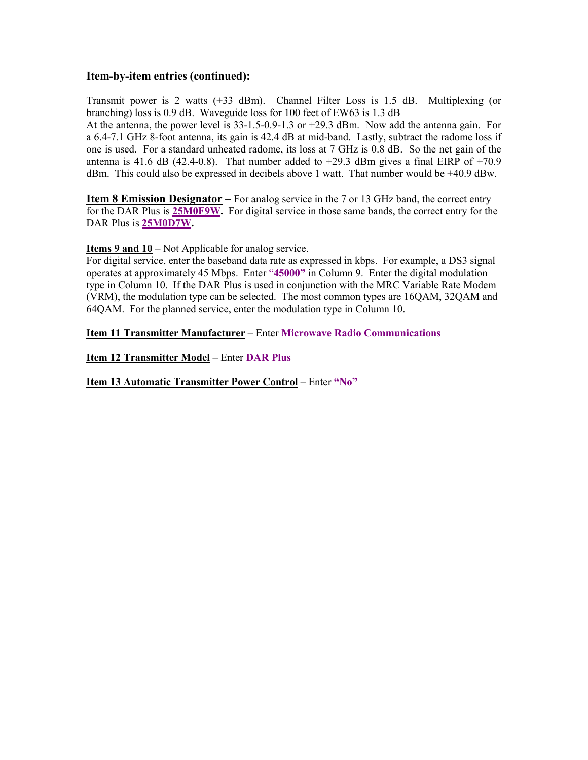### Item-by-item entries (continued):

Transmit power is 2 watts (+33 dBm). Channel Filter Loss is 1.5 dB. Multiplexing (or branching) loss is 0.9 dB. Waveguide loss for 100 feet of EW63 is 1.3 dB
At the antenna, the power level is 33-1.5-0.9-1.3 or +29.3 dBm. Now add the antenna gain. For a 6.4-7.1 GHz 8-foot antenna, its gain is 42.4 dB at mid-band. Lastly, subtract the radome loss if one is used. For a standard unheated radome, its loss at 7 GHz is 0.8 dB. So the net gain of the antenna is 41.6 dB (42.4-0.8). That number added to +29.3 dBm gives a final EIRP of +70.9 dBm. This could also be expressed in decibels above 1 watt. That number would be +40.9 dBw.

**Item 8 Emission Designator –** For analog service in the 7 or 13 GHz band, the correct entry for the DAR Plus is **25M0F9W.** For digital service in those same bands, the correct entry for the DAR Plus is **25M0D7W.**

**Items 9 and 10** – Not Applicable for analog service.
For digital service, enter the baseband data rate as expressed in kbps. For example, a DS3 signal operates at approximately 45 Mbps. Enter "**45000"** in Column 9. Enter the digital modulation type in Column 10. If the DAR Plus is used in conjunction with the MRC Variable Rate Modem (VRM), the modulation type can be selected. The most common types are 16QAM, 32QAM and 64QAM. For the planned service, enter the modulation type in Column 10.

**Item 11 Transmitter Manufacturer** – Enter **Microwave Radio Communications**

**Item 12 Transmitter Model** – Enter **DAR Plus**

**Item 13 Automatic Transmitter Power Control** – Enter **"No"**